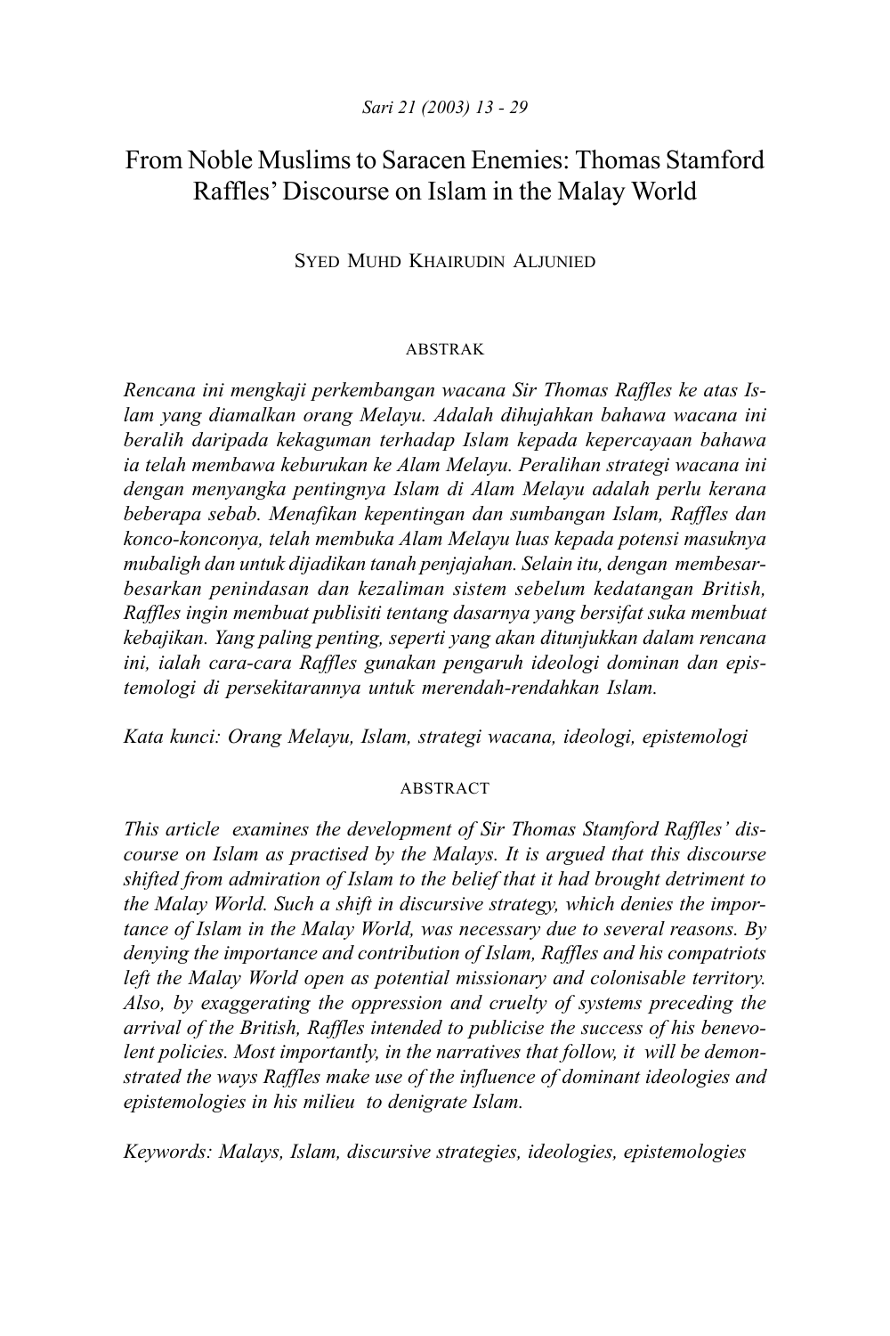# From Noble Muslims to Saracen Enemies: Thomas Stamford Raffles' Discourse on Islam in the Malay World

SYED MUHD KHAIRUDIN ALJUNIED

## ABSTRAK

*Rencana ini mengkaji perkembangan wacana Sir Thomas Raffles ke atas Islam yang diamalkan orang Melayu. Adalah dihujahkan bahawa wacana ini beralih daripada kekaguman terhadap Islam kepada kepercayaan bahawa ia telah membawa keburukan ke Alam Melayu. Peralihan strategi wacana ini dengan menyangka pentingnya Islam di Alam Melayu adalah perlu kerana beberapa sebab. Menafikan kepentingan dan sumbangan Islam, Raffles dan konco-konconya, telah membuka Alam Melayu luas kepada potensi masuknya mubaligh dan untuk dijadikan tanah penjajahan. Selain itu, dengan membesar-besarkan penindasan dan kezaliman sistem sebelum kedatangan British, Raffles ingin membuat publisiti tentang dasarnya yang bersifat suka membuat kebajikan. Yang paling penting, seperti yang akan ditunjukkan dalam rencana ini, ialah cara-cara Raffles gunakan pengaruh ideologi dominan dan epistemologi di persekitarannya untuk merendah-rendahkan Islam.*

*Kata kunci: Orang Melayu, Islam, strategi wacana, ideologi, epistemologi*

## ABSTRACT

*This article examines the development of Sir Thomas Stamford Raffles' discourse on Islam as practised by the Malays. It is argued that this discourse shifted from admiration of Islam to the belief that it had brought detriment to the Malay World. Such a shift in discursive strategy, which denies the importance of Islam in the Malay World, was necessary due to several reasons. By denying the importance and contribution of Islam, Raffles and his compatriots left the Malay World open as potential missionary and colonisable territory. Also, by exaggerating the oppression and cruelty of systems preceding the arrival of the British, Raffles intended to publicise the success of his benevolent policies. Most importantly, in the narratives that follow, it will be demonstrated the ways Raffles make use of the influence of dominant ideologies and epistemologies in his milieu to denigrate Islam.*

*Keywords: Malays, Islam, discursive strategies, ideologies, epistemologies*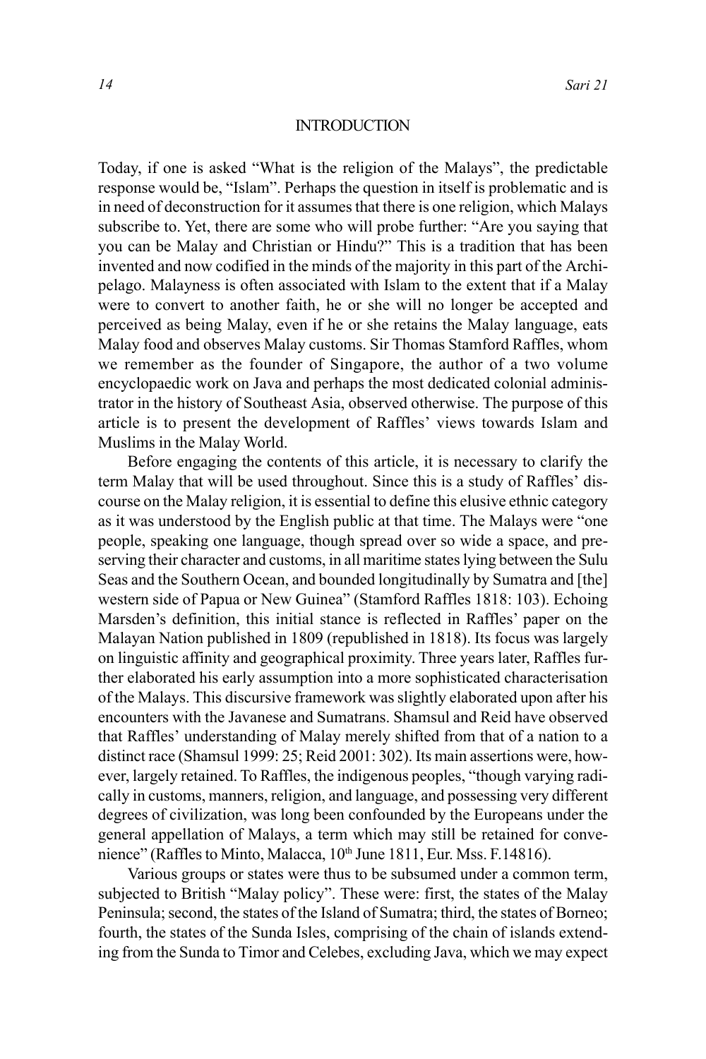## INTRODUCTION

Today, if one is asked "What is the religion of the Malays", the predictable response would be, "Islam". Perhaps the question in itself is problematic and is in need of deconstruction for it assumes that there is one religion, which Malays subscribe to. Yet, there are some who will probe further: "Are you saying that you can be Malay and Christian or Hindu?" This is a tradition that has been invented and now codified in the minds of the majority in this part of the Archipelago. Malayness is often associated with Islam to the extent that if a Malay were to convert to another faith, he or she will no longer be accepted and perceived as being Malay, even if he or she retains the Malay language, eats Malay food and observes Malay customs. Sir Thomas Stamford Raffles, whom we remember as the founder of Singapore, the author of a two volume encyclopaedic work on Java and perhaps the most dedicated colonial administrator in the history of Southeast Asia, observed otherwise. The purpose of this article is to present the development of Raffles' views towards Islam and Muslims in the Malay World.

Before engaging the contents of this article, it is necessary to clarify the term Malay that will be used throughout. Since this is a study of Raffles' discourse on the Malay religion, it is essential to define this elusive ethnic category as it was understood by the English public at that time. The Malays were "one people, speaking one language, though spread over so wide a space, and preserving their character and customs, in all maritime states lying between the Sulu Seas and the Southern Ocean, and bounded longitudinally by Sumatra and [the] western side of Papua or New Guinea" (Stamford Raffles 1818: 103). Echoing Marsden's definition, this initial stance is reflected in Raffles' paper on the Malayan Nation published in 1809 (republished in 1818). Its focus was largely on linguistic affinity and geographical proximity. Three years later, Raffles further elaborated his early assumption into a more sophisticated characterisation of the Malays. This discursive framework was slightly elaborated upon after his encounters with the Javanese and Sumatrans. Shamsul and Reid have observed that Raffles' understanding of Malay merely shifted from that of a nation to a distinct race (Shamsul 1999: 25; Reid 2001: 302). Its main assertions were, however, largely retained. To Raffles, the indigenous peoples, "though varying radically in customs, manners, religion, and language, and possessing very different degrees of civilization, was long been confounded by the Europeans under the general appellation of Malays, a term which may still be retained for convenience" (Raffles to Minto, Malacca, 10th June 1811, Eur. Mss. F.14816).

Various groups or states were thus to be subsumed under a common term, subjected to British "Malay policy". These were: first, the states of the Malay Peninsula; second, the states of the Island of Sumatra; third, the states of Borneo; fourth, the states of the Sunda Isles, comprising of the chain of islands extending from the Sunda to Timor and Celebes, excluding Java, which we may expect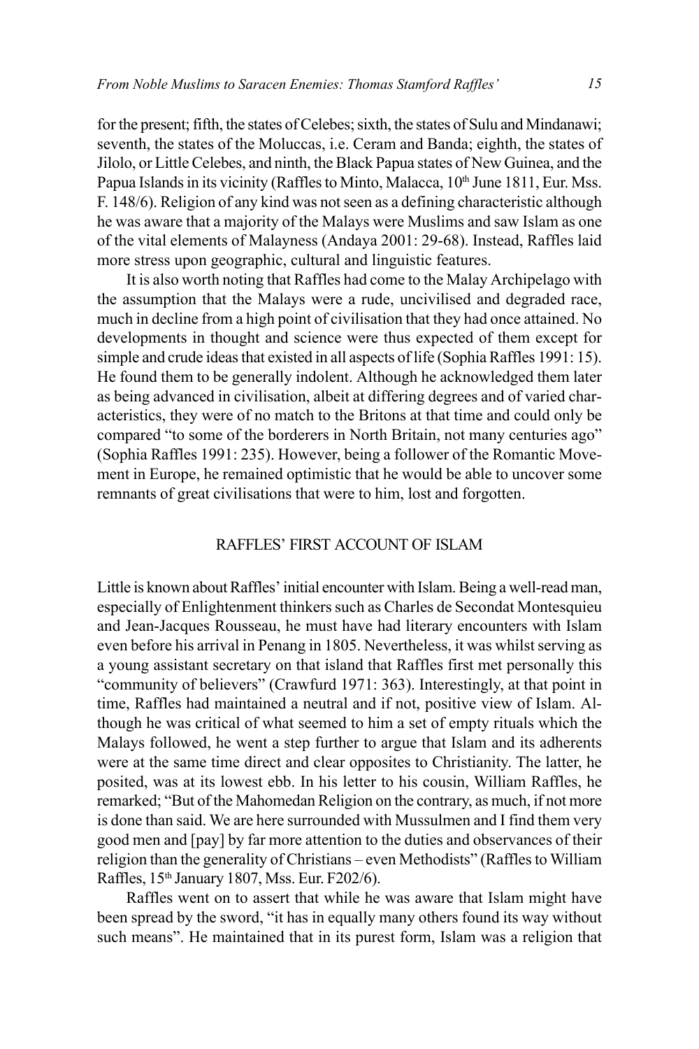for the present; fifth, the states of Celebes; sixth, the states of Sulu and Mindanawi; seventh, the states of the Moluccas, i.e. Ceram and Banda; eighth, the states of Jilolo, or Little Celebes, and ninth, the Black Papua states of New Guinea, and the Papua Islands in its vicinity (Raffles to Minto, Malacca, 10th June 1811, Eur. Mss. F. 148/6). Religion of any kind was not seen as a defining characteristic although he was aware that a majority of the Malays were Muslims and saw Islam as one of the vital elements of Malayness (Andaya 2001: 29-68). Instead, Raffles laid more stress upon geographic, cultural and linguistic features.

It is also worth noting that Raffles had come to the Malay Archipelago with the assumption that the Malays were a rude, uncivilised and degraded race, much in decline from a high point of civilisation that they had once attained. No developments in thought and science were thus expected of them except for simple and crude ideas that existed in all aspects of life (Sophia Raffles 1991: 15). He found them to be generally indolent. Although he acknowledged them later as being advanced in civilisation, albeit at differing degrees and of varied characteristics, they were of no match to the Britons at that time and could only be compared "to some of the borderers in North Britain, not many centuries ago" (Sophia Raffles 1991: 235). However, being a follower of the Romantic Movement in Europe, he remained optimistic that he would be able to uncover some remnants of great civilisations that were to him, lost and forgotten.

## RAFFLES' FIRST ACCOUNT OF ISLAM

Little is known about Raffles' initial encounter with Islam. Being a well-read man, especially of Enlightenment thinkers such as Charles de Secondat Montesquieu and Jean-Jacques Rousseau, he must have had literary encounters with Islam even before his arrival in Penang in 1805. Nevertheless, it was whilst serving as a young assistant secretary on that island that Raffles first met personally this "community of believers" (Crawfurd 1971: 363). Interestingly, at that point in time, Raffles had maintained a neutral and if not, positive view of Islam. Although he was critical of what seemed to him a set of empty rituals which the Malays followed, he went a step further to argue that Islam and its adherents were at the same time direct and clear opposites to Christianity. The latter, he posited, was at its lowest ebb. In his letter to his cousin, William Raffles, he remarked; "But of the Mahomedan Religion on the contrary, as much, if not more is done than said. We are here surrounded with Mussulmen and I find them very good men and [pay] by far more attention to the duties and observances of their religion than the generality of Christians – even Methodists" (Raffles to William Raffles, 15th January 1807, Mss. Eur. F202/6).

Raffles went on to assert that while he was aware that Islam might have been spread by the sword, "it has in equally many others found its way without such means". He maintained that in its purest form, Islam was a religion that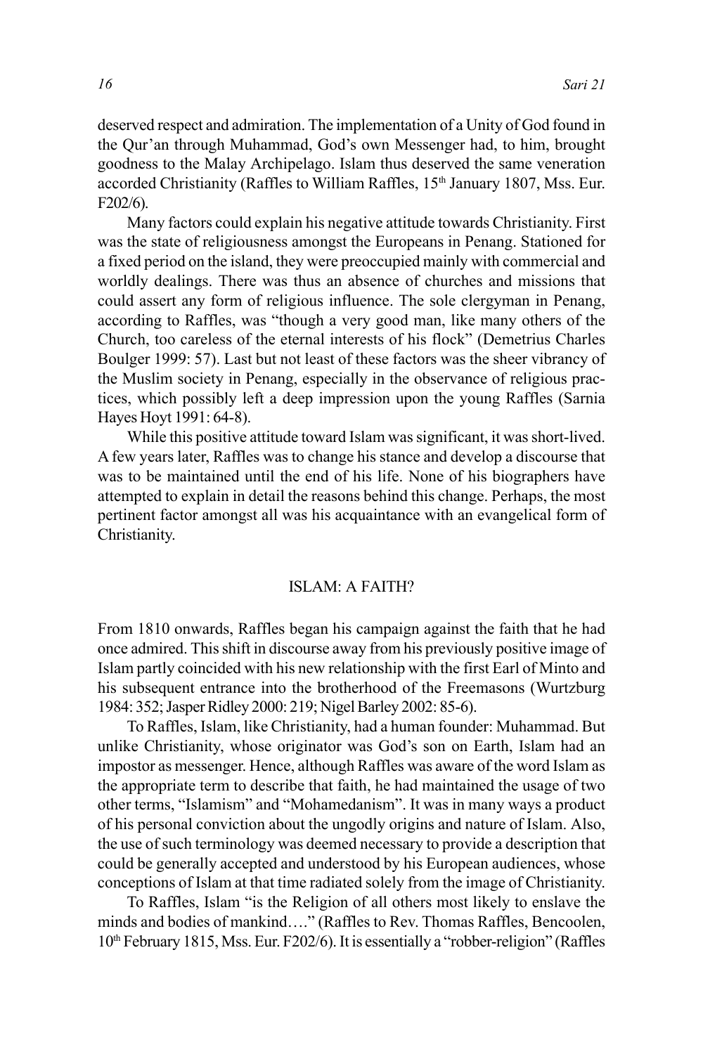deserved respect and admiration. The implementation of a Unity of God found in the Qur'an through Muhammad, God's own Messenger had, to him, brought goodness to the Malay Archipelago. Islam thus deserved the same veneration accorded Christianity (Raffles to William Raffles, 15th January 1807, Mss. Eur. F202/6).

Many factors could explain his negative attitude towards Christianity. First was the state of religiousness amongst the Europeans in Penang. Stationed for a fixed period on the island, they were preoccupied mainly with commercial and worldly dealings. There was thus an absence of churches and missions that could assert any form of religious influence. The sole clergyman in Penang, according to Raffles, was "though a very good man, like many others of the Church, too careless of the eternal interests of his flock" (Demetrius Charles Boulger 1999: 57). Last but not least of these factors was the sheer vibrancy of the Muslim society in Penang, especially in the observance of religious practices, which possibly left a deep impression upon the young Raffles (Sarnia Hayes Hoyt 1991: 64-8).

While this positive attitude toward Islam was significant, it was short-lived. A few years later, Raffles was to change his stance and develop a discourse that was to be maintained until the end of his life. None of his biographers have attempted to explain in detail the reasons behind this change. Perhaps, the most pertinent factor amongst all was his acquaintance with an evangelical form of Christianity.

## ISLAM: A FAITH?

From 1810 onwards, Raffles began his campaign against the faith that he had once admired. This shift in discourse away from his previously positive image of Islam partly coincided with his new relationship with the first Earl of Minto and his subsequent entrance into the brotherhood of the Freemasons (Wurtzburg 1984: 352; Jasper Ridley 2000: 219; Nigel Barley 2002: 85-6).

To Raffles, Islam, like Christianity, had a human founder: Muhammad. But unlike Christianity, whose originator was God's son on Earth, Islam had an impostor as messenger. Hence, although Raffles was aware of the word Islam as the appropriate term to describe that faith, he had maintained the usage of two other terms, "Islamism" and "Mohamedanism". It was in many ways a product of his personal conviction about the ungodly origins and nature of Islam. Also, the use of such terminology was deemed necessary to provide a description that could be generally accepted and understood by his European audiences, whose conceptions of Islam at that time radiated solely from the image of Christianity.

To Raffles, Islam "is the Religion of all others most likely to enslave the minds and bodies of mankind…." (Raffles to Rev. Thomas Raffles, Bencoolen, 10th February 1815, Mss. Eur. F202/6). It is essentially a "robber-religion" (Raffles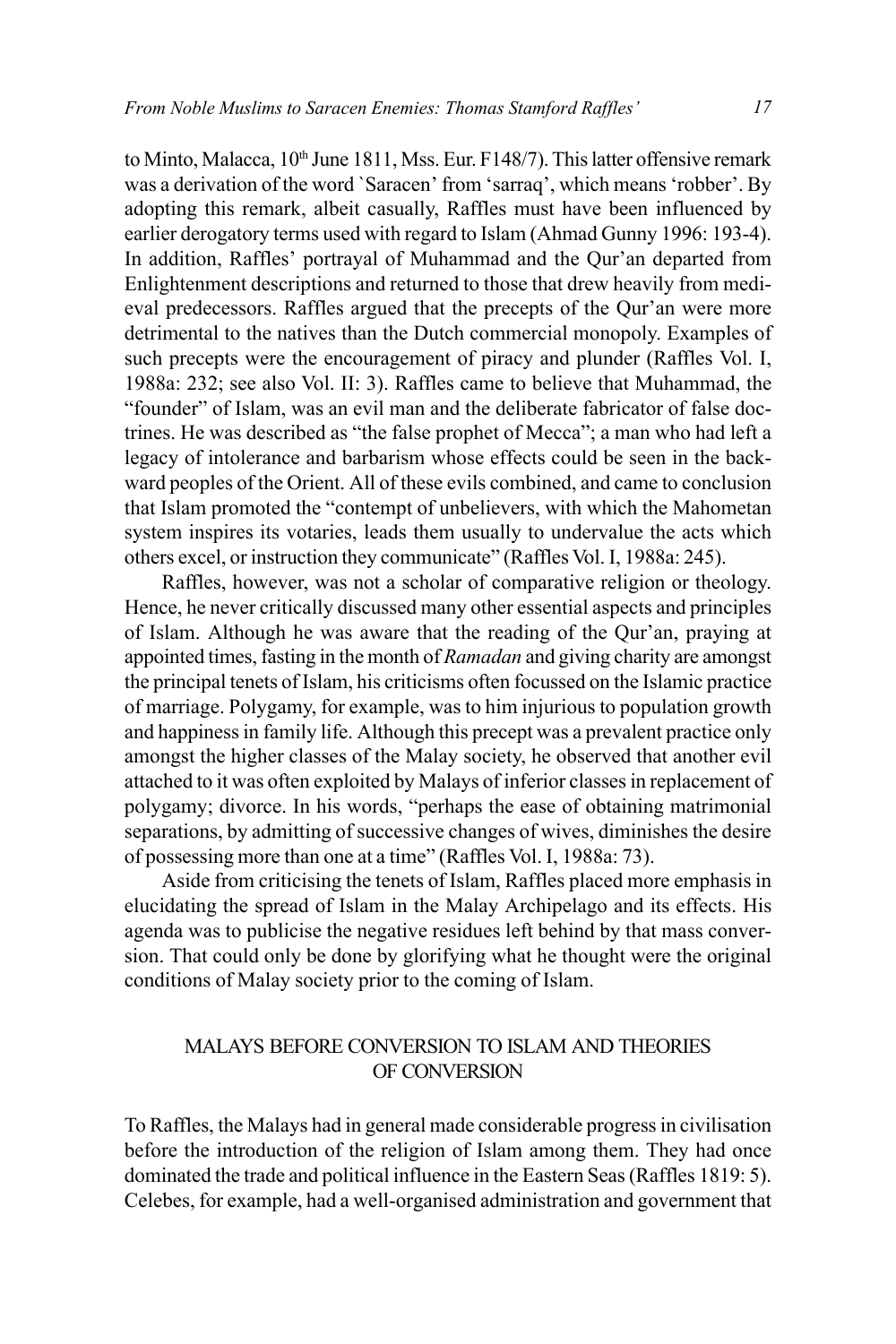to Minto, Malacca, 10th June 1811, Mss. Eur. F148/7). This latter offensive remark was a derivation of the word `Saracen' from 'sarraq', which means 'robber'. By adopting this remark, albeit casually, Raffles must have been influenced by earlier derogatory terms used with regard to Islam (Ahmad Gunny 1996: 193-4). In addition, Raffles' portrayal of Muhammad and the Qur'an departed from Enlightenment descriptions and returned to those that drew heavily from medieval predecessors. Raffles argued that the precepts of the Qur'an were more detrimental to the natives than the Dutch commercial monopoly. Examples of such precepts were the encouragement of piracy and plunder (Raffles Vol. I, 1988a: 232; see also Vol. II: 3). Raffles came to believe that Muhammad, the "founder" of Islam, was an evil man and the deliberate fabricator of false doctrines. He was described as "the false prophet of Mecca"; a man who had left a legacy of intolerance and barbarism whose effects could be seen in the backward peoples of the Orient. All of these evils combined, and came to conclusion that Islam promoted the "contempt of unbelievers, with which the Mahometan system inspires its votaries, leads them usually to undervalue the acts which others excel, or instruction they communicate" (Raffles Vol. I, 1988a: 245).

Raffles, however, was not a scholar of comparative religion or theology. Hence, he never critically discussed many other essential aspects and principles of Islam. Although he was aware that the reading of the Qur'an, praying at appointed times, fasting in the month of *Ramadan* and giving charity are amongst the principal tenets of Islam, his criticisms often focussed on the Islamic practice of marriage. Polygamy, for example, was to him injurious to population growth and happiness in family life. Although this precept was a prevalent practice only amongst the higher classes of the Malay society, he observed that another evil attached to it was often exploited by Malays of inferior classes in replacement of polygamy; divorce. In his words, "perhaps the ease of obtaining matrimonial separations, by admitting of successive changes of wives, diminishes the desire of possessing more than one at a time" (Raffles Vol. I, 1988a: 73).

Aside from criticising the tenets of Islam, Raffles placed more emphasis in elucidating the spread of Islam in the Malay Archipelago and its effects. His agenda was to publicise the negative residues left behind by that mass conversion. That could only be done by glorifying what he thought were the original conditions of Malay society prior to the coming of Islam.

## MALAYS BEFORE CONVERSION TO ISLAM AND THEORIES OF CONVERSION

To Raffles, the Malays had in general made considerable progress in civilisation before the introduction of the religion of Islam among them. They had once dominated the trade and political influence in the Eastern Seas (Raffles 1819: 5). Celebes, for example, had a well-organised administration and government that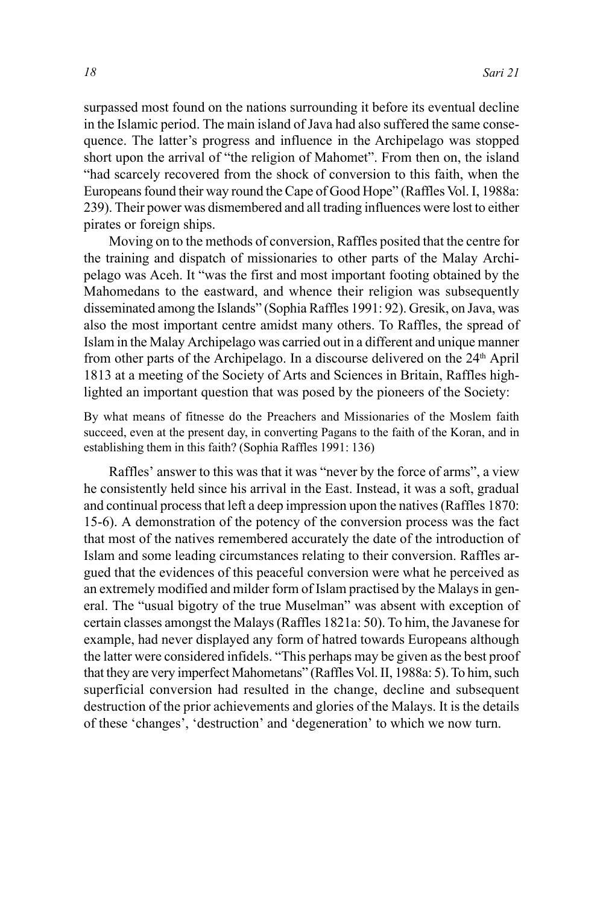surpassed most found on the nations surrounding it before its eventual decline in the Islamic period. The main island of Java had also suffered the same consequence. The latter's progress and influence in the Archipelago was stopped short upon the arrival of "the religion of Mahomet". From then on, the island "had scarcely recovered from the shock of conversion to this faith, when the Europeans found their way round the Cape of Good Hope" (Raffles Vol. I, 1988a: 239). Their power was dismembered and all trading influences were lost to either pirates or foreign ships.

Moving on to the methods of conversion, Raffles posited that the centre for the training and dispatch of missionaries to other parts of the Malay Archipelago was Aceh. It "was the first and most important footing obtained by the Mahomedans to the eastward, and whence their religion was subsequently disseminated among the Islands" (Sophia Raffles 1991: 92). Gresik, on Java, was also the most important centre amidst many others. To Raffles, the spread of Islam in the Malay Archipelago was carried out in a different and unique manner from other parts of the Archipelago. In a discourse delivered on the 24th April 1813 at a meeting of the Society of Arts and Sciences in Britain, Raffles highlighted an important question that was posed by the pioneers of the Society:

> By what means of fitnesse do the Preachers and Missionaries of the Moslem faith succeed, even at the present day, in converting Pagans to the faith of the Koran, and in establishing them in this faith? (Sophia Raffles 1991: 136)

Raffles' answer to this was that it was "never by the force of arms", a view he consistently held since his arrival in the East. Instead, it was a soft, gradual and continual process that left a deep impression upon the natives (Raffles 1870: 15-6). A demonstration of the potency of the conversion process was the fact that most of the natives remembered accurately the date of the introduction of Islam and some leading circumstances relating to their conversion. Raffles argued that the evidences of this peaceful conversion were what he perceived as an extremely modified and milder form of Islam practised by the Malays in general. The "usual bigotry of the true Muselman" was absent with exception of certain classes amongst the Malays (Raffles 1821a: 50). To him, the Javanese for example, had never displayed any form of hatred towards Europeans although the latter were considered infidels. "This perhaps may be given as the best proof that they are very imperfect Mahometans" (Raffles Vol. II, 1988a: 5). To him, such superficial conversion had resulted in the change, decline and subsequent destruction of the prior achievements and glories of the Malays. It is the details of these 'changes', 'destruction' and 'degeneration' to which we now turn.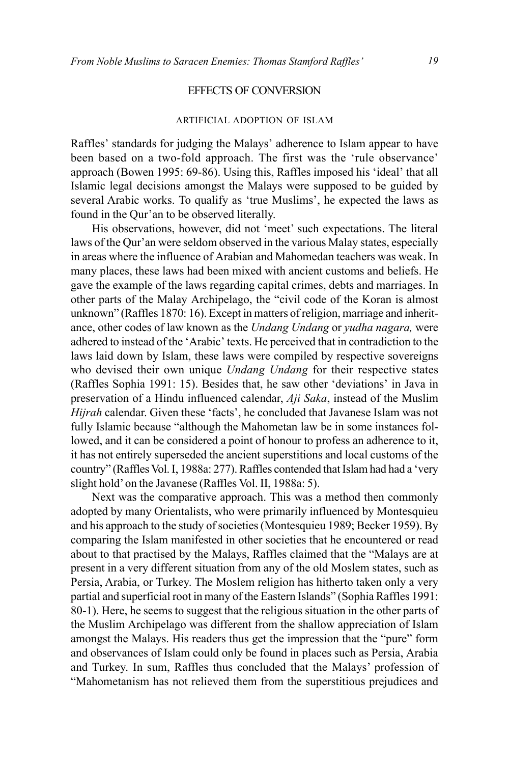## EFFECTS OF CONVERSION

### ARTIFICIAL ADOPTION OF ISLAM

Raffles' standards for judging the Malays' adherence to Islam appear to have been based on a two-fold approach. The first was the 'rule observance' approach (Bowen 1995: 69-86). Using this, Raffles imposed his 'ideal' that all Islamic legal decisions amongst the Malays were supposed to be guided by several Arabic works. To qualify as 'true Muslims', he expected the laws as found in the Qur'an to be observed literally.

His observations, however, did not 'meet' such expectations. The literal laws of the Qur'an were seldom observed in the various Malay states, especially in areas where the influence of Arabian and Mahomedan teachers was weak. In many places, these laws had been mixed with ancient customs and beliefs. He gave the example of the laws regarding capital crimes, debts and marriages. In other parts of the Malay Archipelago, the "civil code of the Koran is almost unknown" (Raffles 1870: 16). Except in matters of religion, marriage and inheritance, other codes of law known as the *Undang Undang* or *yudha nagara,* were adhered to instead of the 'Arabic' texts. He perceived that in contradiction to the laws laid down by Islam, these laws were compiled by respective sovereigns who devised their own unique *Undang Undang* for their respective states (Raffles Sophia 1991: 15). Besides that, he saw other 'deviations' in Java in preservation of a Hindu influenced calendar, *Aji Saka*, instead of the Muslim *Hijrah* calendar. Given these 'facts', he concluded that Javanese Islam was not fully Islamic because "although the Mahometan law be in some instances followed, and it can be considered a point of honour to profess an adherence to it, it has not entirely superseded the ancient superstitions and local customs of the country" (Raffles Vol. I, 1988a: 277). Raffles contended that Islam had had a 'very slight hold' on the Javanese (Raffles Vol. II, 1988a: 5).

Next was the comparative approach. This was a method then commonly adopted by many Orientalists, who were primarily influenced by Montesquieu and his approach to the study of societies (Montesquieu 1989; Becker 1959). By comparing the Islam manifested in other societies that he encountered or read about to that practised by the Malays, Raffles claimed that the "Malays are at present in a very different situation from any of the old Moslem states, such as Persia, Arabia, or Turkey. The Moslem religion has hitherto taken only a very partial and superficial root in many of the Eastern Islands" (Sophia Raffles 1991: 80-1). Here, he seems to suggest that the religious situation in the other parts of the Muslim Archipelago was different from the shallow appreciation of Islam amongst the Malays. His readers thus get the impression that the "pure" form and observances of Islam could only be found in places such as Persia, Arabia and Turkey. In sum, Raffles thus concluded that the Malays' profession of "Mahometanism has not relieved them from the superstitious prejudices and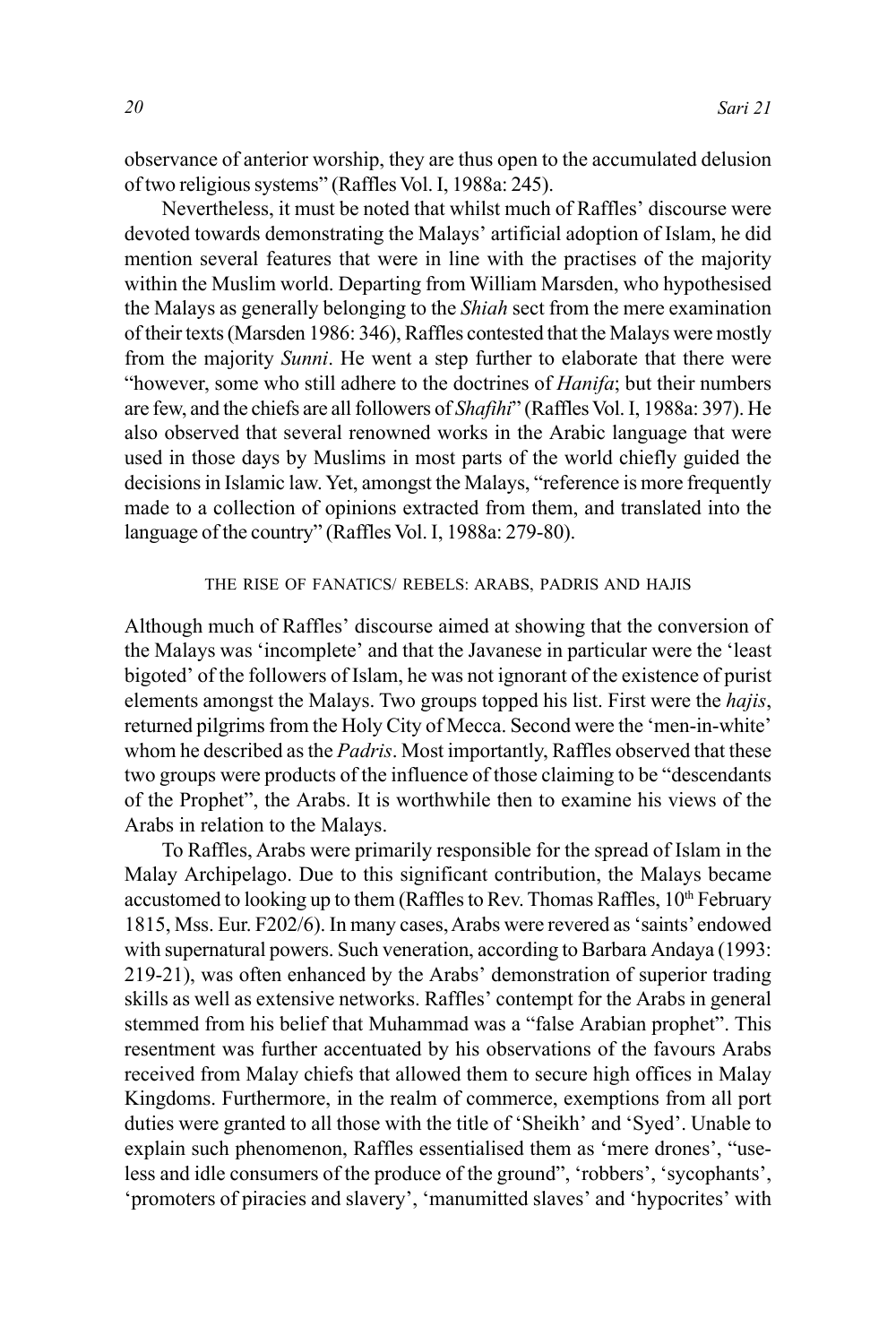observance of anterior worship, they are thus open to the accumulated delusion of two religious systems" (Raffles Vol. I, 1988a: 245).

Nevertheless, it must be noted that whilst much of Raffles' discourse were devoted towards demonstrating the Malays' artificial adoption of Islam, he did mention several features that were in line with the practises of the majority within the Muslim world. Departing from William Marsden, who hypothesised the Malays as generally belonging to the *Shiah* sect from the mere examination of their texts (Marsden 1986: 346), Raffles contested that the Malays were mostly from the majority *Sunni*. He went a step further to elaborate that there were "however, some who still adhere to the doctrines of *Hanifa*; but their numbers are few, and the chiefs are all followers of *Shafihi*" (Raffles Vol. I, 1988a: 397). He also observed that several renowned works in the Arabic language that were used in those days by Muslims in most parts of the world chiefly guided the decisions in Islamic law. Yet, amongst the Malays, "reference is more frequently made to a collection of opinions extracted from them, and translated into the language of the country" (Raffles Vol. I, 1988a: 279-80).

## THE RISE OF FANATICS/ REBELS: ARABS, PADRIS AND HAJIS

Although much of Raffles' discourse aimed at showing that the conversion of the Malays was 'incomplete' and that the Javanese in particular were the 'least bigoted' of the followers of Islam, he was not ignorant of the existence of purist elements amongst the Malays. Two groups topped his list. First were the *hajis*, returned pilgrims from the Holy City of Mecca. Second were the 'men-in-white' whom he described as the *Padris*. Most importantly, Raffles observed that these two groups were products of the influence of those claiming to be "descendants of the Prophet", the Arabs. It is worthwhile then to examine his views of the Arabs in relation to the Malays.

To Raffles, Arabs were primarily responsible for the spread of Islam in the Malay Archipelago. Due to this significant contribution, the Malays became accustomed to looking up to them (Raffles to Rev. Thomas Raffles, 10th February 1815, Mss. Eur. F202/6). In many cases, Arabs were revered as 'saints' endowed with supernatural powers. Such veneration, according to Barbara Andaya (1993: 219-21), was often enhanced by the Arabs' demonstration of superior trading skills as well as extensive networks. Raffles' contempt for the Arabs in general stemmed from his belief that Muhammad was a "false Arabian prophet". This resentment was further accentuated by his observations of the favours Arabs received from Malay chiefs that allowed them to secure high offices in Malay Kingdoms. Furthermore, in the realm of commerce, exemptions from all port duties were granted to all those with the title of 'Sheikh' and 'Syed'. Unable to explain such phenomenon, Raffles essentialised them as 'mere drones', "use-less and idle consumers of the produce of the ground", 'robbers', 'sycophants', 'promoters of piracies and slavery', 'manumitted slaves' and 'hypocrites' with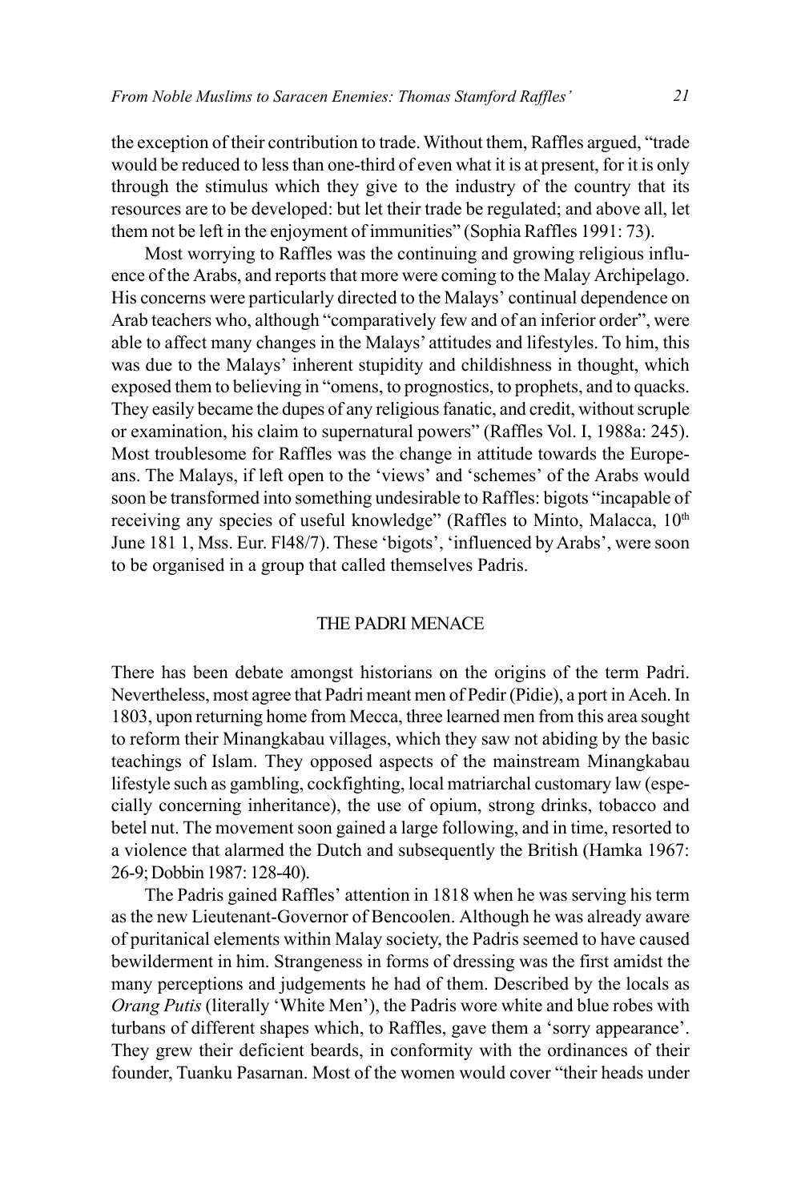the exception of their contribution to trade. Without them, Raffles argued, "trade would be reduced to less than one-third of even what it is at present, for it is only through the stimulus which they give to the industry of the country that its resources are to be developed: but let their trade be regulated; and above all, let them not be left in the enjoyment of immunities" (Sophia Raffles 1991: 73).

Most worrying to Raffles was the continuing and growing religious influence of the Arabs, and reports that more were coming to the Malay Archipelago. His concerns were particularly directed to the Malays' continual dependence on Arab teachers who, although "comparatively few and of an inferior order", were able to affect many changes in the Malays' attitudes and lifestyles. To him, this was due to the Malays' inherent stupidity and childishness in thought, which exposed them to believing in "omens, to prognostics, to prophets, and to quacks. They easily became the dupes of any religious fanatic, and credit, without scruple or examination, his claim to supernatural powers" (Raffles Vol. I, 1988a: 245). Most troublesome for Raffles was the change in attitude towards the Europeans. The Malays, if left open to the 'views' and 'schemes' of the Arabs would soon be transformed into something undesirable to Raffles: bigots "incapable of receiving any species of useful knowledge" (Raffles to Minto, Malacca, 10th June 181 1, Mss. Eur. Fl48/7). These 'bigots', 'influenced by Arabs', were soon to be organised in a group that called themselves Padris.

## THE PADRI MENACE

There has been debate amongst historians on the origins of the term Padri. Nevertheless, most agree that Padri meant men of Pedir (Pidie), a port in Aceh. In 1803, upon returning home from Mecca, three learned men from this area sought to reform their Minangkabau villages, which they saw not abiding by the basic teachings of Islam. They opposed aspects of the mainstream Minangkabau lifestyle such as gambling, cockfighting, local matriarchal customary law (especially concerning inheritance), the use of opium, strong drinks, tobacco and betel nut. The movement soon gained a large following, and in time, resorted to a violence that alarmed the Dutch and subsequently the British (Hamka 1967: 26-9; Dobbin 1987: 128-40).

The Padris gained Raffles' attention in 1818 when he was serving his term as the new Lieutenant-Governor of Bencoolen. Although he was already aware of puritanical elements within Malay society, the Padris seemed to have caused bewilderment in him. Strangeness in forms of dressing was the first amidst the many perceptions and judgements he had of them. Described by the locals as *Orang Putis* (literally 'White Men'), the Padris wore white and blue robes with turbans of different shapes which, to Raffles, gave them a 'sorry appearance'. They grew their deficient beards, in conformity with the ordinances of their founder, Tuanku Pasarnan. Most of the women would cover "their heads under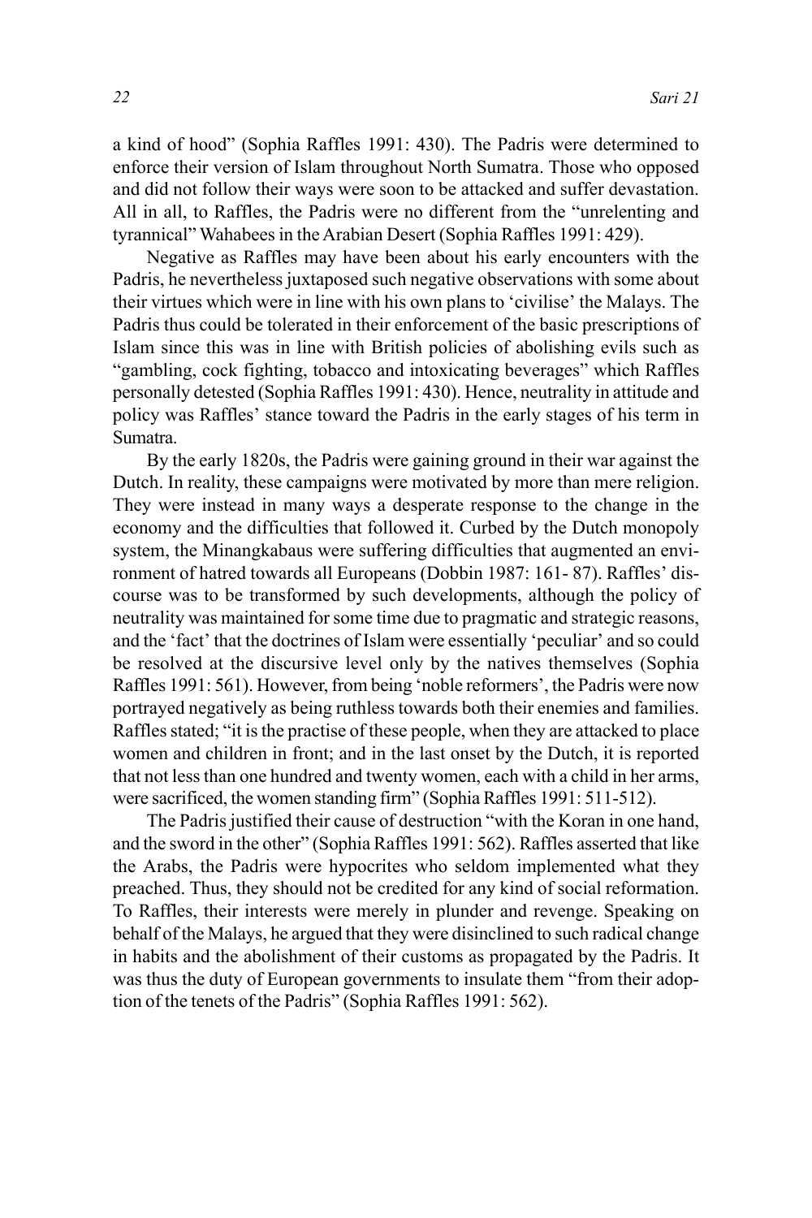a kind of hood" (Sophia Raffles 1991: 430). The Padris were determined to enforce their version of Islam throughout North Sumatra. Those who opposed and did not follow their ways were soon to be attacked and suffer devastation. All in all, to Raffles, the Padris were no different from the "unrelenting and tyrannical" Wahabees in the Arabian Desert (Sophia Raffles 1991: 429).

Negative as Raffles may have been about his early encounters with the Padris, he nevertheless juxtaposed such negative observations with some about their virtues which were in line with his own plans to 'civilise' the Malays. The Padris thus could be tolerated in their enforcement of the basic prescriptions of Islam since this was in line with British policies of abolishing evils such as "gambling, cock fighting, tobacco and intoxicating beverages" which Raffles personally detested (Sophia Raffles 1991: 430). Hence, neutrality in attitude and policy was Raffles' stance toward the Padris in the early stages of his term in Sumatra.

By the early 1820s, the Padris were gaining ground in their war against the Dutch. In reality, these campaigns were motivated by more than mere religion. They were instead in many ways a desperate response to the change in the economy and the difficulties that followed it. Curbed by the Dutch monopoly system, the Minangkabaus were suffering difficulties that augmented an environment of hatred towards all Europeans (Dobbin 1987: 161- 87). Raffles' discourse was to be transformed by such developments, although the policy of neutrality was maintained for some time due to pragmatic and strategic reasons, and the 'fact' that the doctrines of Islam were essentially 'peculiar' and so could be resolved at the discursive level only by the natives themselves (Sophia Raffles 1991: 561). However, from being 'noble reformers', the Padris were now portrayed negatively as being ruthless towards both their enemies and families. Raffles stated; "it is the practise of these people, when they are attacked to place women and children in front; and in the last onset by the Dutch, it is reported that not less than one hundred and twenty women, each with a child in her arms, were sacrificed, the women standing firm" (Sophia Raffles 1991: 511-512).

The Padris justified their cause of destruction "with the Koran in one hand, and the sword in the other" (Sophia Raffles 1991: 562). Raffles asserted that like the Arabs, the Padris were hypocrites who seldom implemented what they preached. Thus, they should not be credited for any kind of social reformation. To Raffles, their interests were merely in plunder and revenge. Speaking on behalf of the Malays, he argued that they were disinclined to such radical change in habits and the abolishment of their customs as propagated by the Padris. It was thus the duty of European governments to insulate them "from their adoption of the tenets of the Padris" (Sophia Raffles 1991: 562).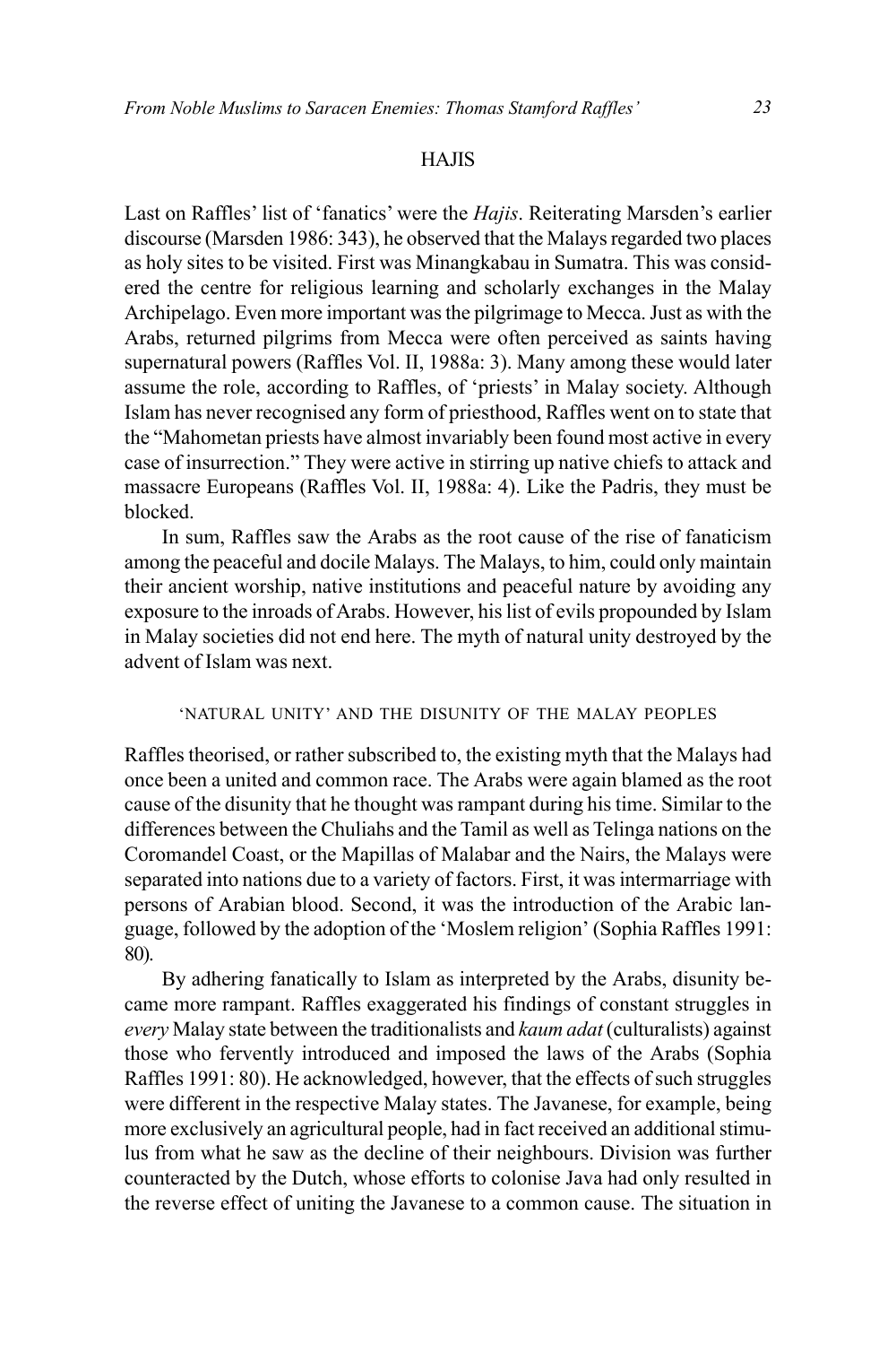## HAJIS

Last on Raffles' list of 'fanatics' were the *Hajis*. Reiterating Marsden's earlier discourse (Marsden 1986: 343), he observed that the Malays regarded two places as holy sites to be visited. First was Minangkabau in Sumatra. This was considered the centre for religious learning and scholarly exchanges in the Malay Archipelago. Even more important was the pilgrimage to Mecca. Just as with the Arabs, returned pilgrims from Mecca were often perceived as saints having supernatural powers (Raffles Vol. II, 1988a: 3). Many among these would later assume the role, according to Raffles, of 'priests' in Malay society. Although Islam has never recognised any form of priesthood, Raffles went on to state that the "Mahometan priests have almost invariably been found most active in every case of insurrection." They were active in stirring up native chiefs to attack and massacre Europeans (Raffles Vol. II, 1988a: 4). Like the Padris, they must be blocked.

In sum, Raffles saw the Arabs as the root cause of the rise of fanaticism among the peaceful and docile Malays. The Malays, to him, could only maintain their ancient worship, native institutions and peaceful nature by avoiding any exposure to the inroads of Arabs. However, his list of evils propounded by Islam in Malay societies did not end here. The myth of natural unity destroyed by the advent of Islam was next.

### 'NATURAL UNITY' AND THE DISUNITY OF THE MALAY PEOPLES

Raffles theorised, or rather subscribed to, the existing myth that the Malays had once been a united and common race. The Arabs were again blamed as the root cause of the disunity that he thought was rampant during his time. Similar to the differences between the Chuliahs and the Tamil as well as Telinga nations on the Coromandel Coast, or the Mapillas of Malabar and the Nairs, the Malays were separated into nations due to a variety of factors. First, it was intermarriage with persons of Arabian blood. Second, it was the introduction of the Arabic language, followed by the adoption of the 'Moslem religion' (Sophia Raffles 1991: 80).

By adhering fanatically to Islam as interpreted by the Arabs, disunity became more rampant. Raffles exaggerated his findings of constant struggles in *every* Malay state between the traditionalists and *kaum adat* (culturalists) against those who fervently introduced and imposed the laws of the Arabs (Sophia Raffles 1991: 80). He acknowledged, however, that the effects of such struggles were different in the respective Malay states. The Javanese, for example, being more exclusively an agricultural people, had in fact received an additional stimulus from what he saw as the decline of their neighbours. Division was further counteracted by the Dutch, whose efforts to colonise Java had only resulted in the reverse effect of uniting the Javanese to a common cause. The situation in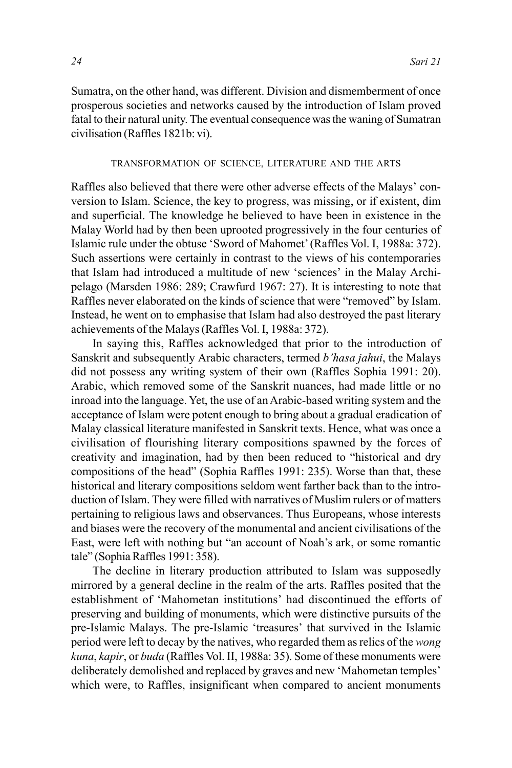Sumatra, on the other hand, was different. Division and dismemberment of once prosperous societies and networks caused by the introduction of Islam proved fatal to their natural unity. The eventual consequence was the waning of Sumatran civilisation (Raffles 1821b: vi).

## TRANSFORMATION OF SCIENCE, LITERATURE AND THE ARTS

Raffles also believed that there were other adverse effects of the Malays' conversion to Islam. Science, the key to progress, was missing, or if existent, dim and superficial. The knowledge he believed to have been in existence in the Malay World had by then been uprooted progressively in the four centuries of Islamic rule under the obtuse 'Sword of Mahomet' (Raffles Vol. I, 1988a: 372). Such assertions were certainly in contrast to the views of his contemporaries that Islam had introduced a multitude of new 'sciences' in the Malay Archipelago (Marsden 1986: 289; Crawfurd 1967: 27). It is interesting to note that Raffles never elaborated on the kinds of science that were "removed" by Islam. Instead, he went on to emphasise that Islam had also destroyed the past literary achievements of the Malays (Raffles Vol. I, 1988a: 372).

In saying this, Raffles acknowledged that prior to the introduction of Sanskrit and subsequently Arabic characters, termed *b'hasa jahui*, the Malays did not possess any writing system of their own (Raffles Sophia 1991: 20). Arabic, which removed some of the Sanskrit nuances, had made little or no inroad into the language. Yet, the use of an Arabic-based writing system and the acceptance of Islam were potent enough to bring about a gradual eradication of Malay classical literature manifested in Sanskrit texts. Hence, what was once a civilisation of flourishing literary compositions spawned by the forces of creativity and imagination, had by then been reduced to "historical and dry compositions of the head" (Sophia Raffles 1991: 235). Worse than that, these historical and literary compositions seldom went farther back than to the introduction of Islam. They were filled with narratives of Muslim rulers or of matters pertaining to religious laws and observances. Thus Europeans, whose interests and biases were the recovery of the monumental and ancient civilisations of the East, were left with nothing but "an account of Noah's ark, or some romantic tale" (Sophia Raffles 1991: 358).

The decline in literary production attributed to Islam was supposedly mirrored by a general decline in the realm of the arts. Raffles posited that the establishment of 'Mahometan institutions' had discontinued the efforts of preserving and building of monuments, which were distinctive pursuits of the pre-Islamic Malays. The pre-Islamic 'treasures' that survived in the Islamic period were left to decay by the natives, who regarded them as relics of the *wong kuna*, *kapir*, or *buda* (Raffles Vol. II, 1988a: 35). Some of these monuments were deliberately demolished and replaced by graves and new 'Mahometan temples' which were, to Raffles, insignificant when compared to ancient monuments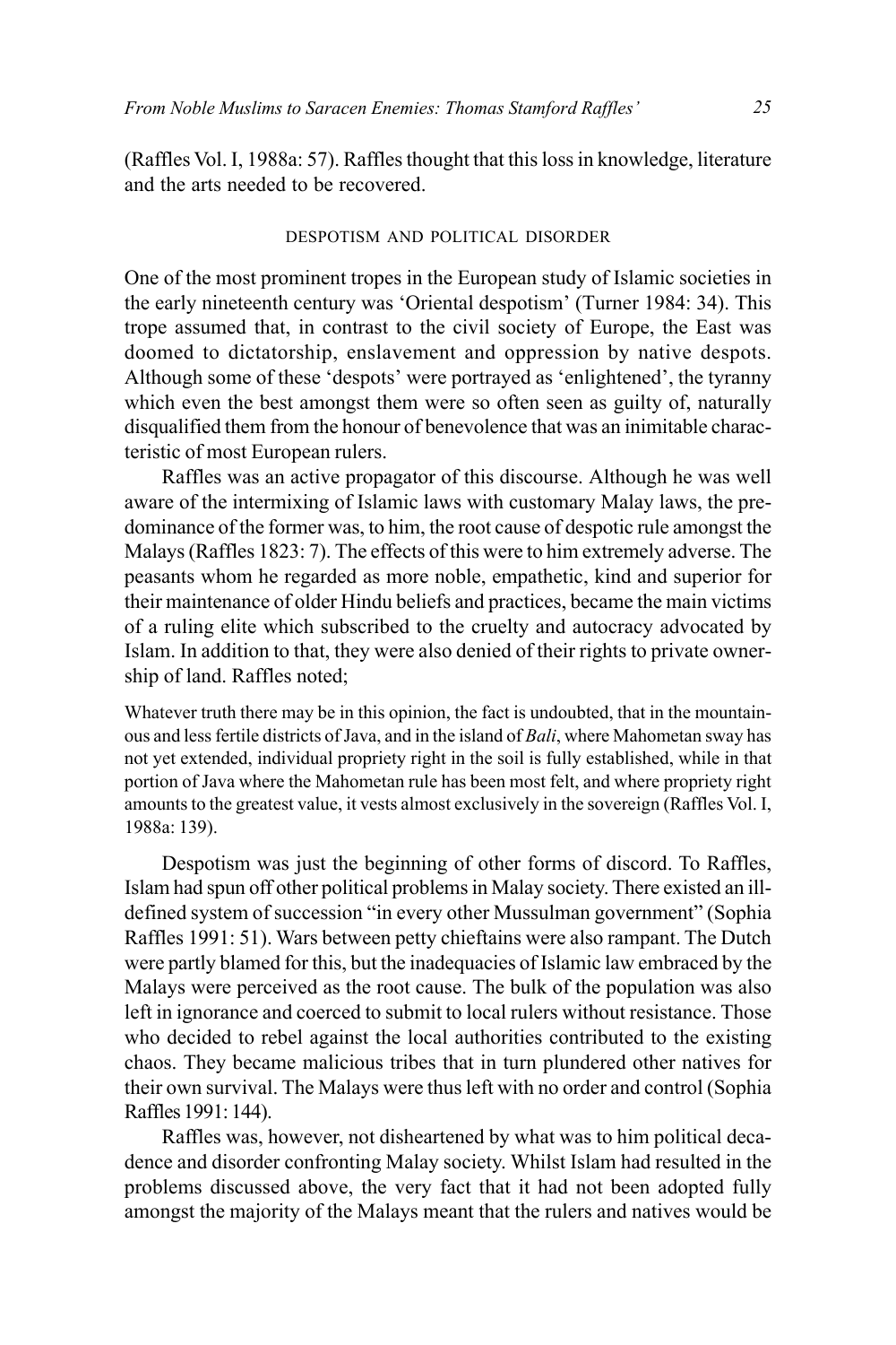(Raffles Vol. I, 1988a: 57). Raffles thought that this loss in knowledge, literature and the arts needed to be recovered.

### DESPOTISM AND POLITICAL DISORDER

One of the most prominent tropes in the European study of Islamic societies in the early nineteenth century was 'Oriental despotism' (Turner 1984: 34). This trope assumed that, in contrast to the civil society of Europe, the East was doomed to dictatorship, enslavement and oppression by native despots. Although some of these 'despots' were portrayed as 'enlightened', the tyranny which even the best amongst them were so often seen as guilty of, naturally disqualified them from the honour of benevolence that was an inimitable characteristic of most European rulers.

Raffles was an active propagator of this discourse. Although he was well aware of the intermixing of Islamic laws with customary Malay laws, the predominance of the former was, to him, the root cause of despotic rule amongst the Malays (Raffles 1823: 7). The effects of this were to him extremely adverse. The peasants whom he regarded as more noble, empathetic, kind and superior for their maintenance of older Hindu beliefs and practices, became the main victims of a ruling elite which subscribed to the cruelty and autocracy advocated by Islam. In addition to that, they were also denied of their rights to private ownership of land. Raffles noted;

> Whatever truth there may be in this opinion, the fact is undoubted, that in the mountainous and less fertile districts of Java, and in the island of *Bali*, where Mahometan sway has not yet extended, individual propriety right in the soil is fully established, while in that portion of Java where the Mahometan rule has been most felt, and where propriety right amounts to the greatest value, it vests almost exclusively in the sovereign (Raffles Vol. I, 1988a: 139).

Despotism was just the beginning of other forms of discord. To Raffles, Islam had spun off other political problems in Malay society. There existed an ill-defined system of succession "in every other Mussulman government" (Sophia Raffles 1991: 51). Wars between petty chieftains were also rampant. The Dutch were partly blamed for this, but the inadequacies of Islamic law embraced by the Malays were perceived as the root cause. The bulk of the population was also left in ignorance and coerced to submit to local rulers without resistance. Those who decided to rebel against the local authorities contributed to the existing chaos. They became malicious tribes that in turn plundered other natives for their own survival. The Malays were thus left with no order and control (Sophia Raffles 1991: 144).

Raffles was, however, not disheartened by what was to him political decadence and disorder confronting Malay society. Whilst Islam had resulted in the problems discussed above, the very fact that it had not been adopted fully amongst the majority of the Malays meant that the rulers and natives would be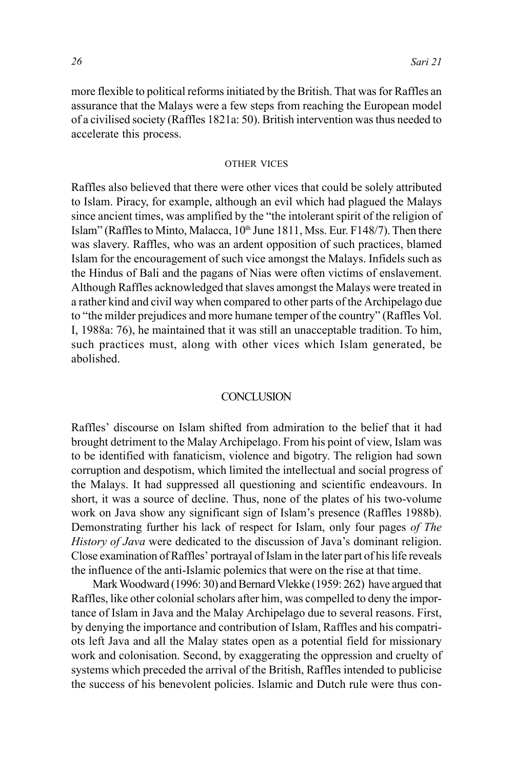more flexible to political reforms initiated by the British. That was for Raffles an assurance that the Malays were a few steps from reaching the European model of a civilised society (Raffles 1821a: 50). British intervention was thus needed to accelerate this process.

### OTHER VICES

Raffles also believed that there were other vices that could be solely attributed to Islam. Piracy, for example, although an evil which had plagued the Malays since ancient times, was amplified by the "the intolerant spirit of the religion of Islam" (Raffles to Minto, Malacca, 10th June 1811, Mss. Eur. F148/7). Then there was slavery. Raffles, who was an ardent opposition of such practices, blamed Islam for the encouragement of such vice amongst the Malays. Infidels such as the Hindus of Bali and the pagans of Nias were often victims of enslavement. Although Raffles acknowledged that slaves amongst the Malays were treated in a rather kind and civil way when compared to other parts of the Archipelago due to "the milder prejudices and more humane temper of the country" (Raffles Vol. I, 1988a: 76), he maintained that it was still an unacceptable tradition. To him, such practices must, along with other vices which Islam generated, be abolished.

## CONCLUSION

Raffles' discourse on Islam shifted from admiration to the belief that it had brought detriment to the Malay Archipelago. From his point of view, Islam was to be identified with fanaticism, violence and bigotry. The religion had sown corruption and despotism, which limited the intellectual and social progress of the Malays. It had suppressed all questioning and scientific endeavours. In short, it was a source of decline. Thus, none of the plates of his two-volume work on Java show any significant sign of Islam's presence (Raffles 1988b). Demonstrating further his lack of respect for Islam, only four pages *of The History of Java* were dedicated to the discussion of Java's dominant religion. Close examination of Raffles' portrayal of Islam in the later part of his life reveals the influence of the anti-Islamic polemics that were on the rise at that time.

Mark Woodward (1996: 30) and Bernard Vlekke (1959: 262) have argued that Raffles, like other colonial scholars after him, was compelled to deny the importance of Islam in Java and the Malay Archipelago due to several reasons. First, by denying the importance and contribution of Islam, Raffles and his compatriots left Java and all the Malay states open as a potential field for missionary work and colonisation. Second, by exaggerating the oppression and cruelty of systems which preceded the arrival of the British, Raffles intended to publicise the success of his benevolent policies. Islamic and Dutch rule were thus con-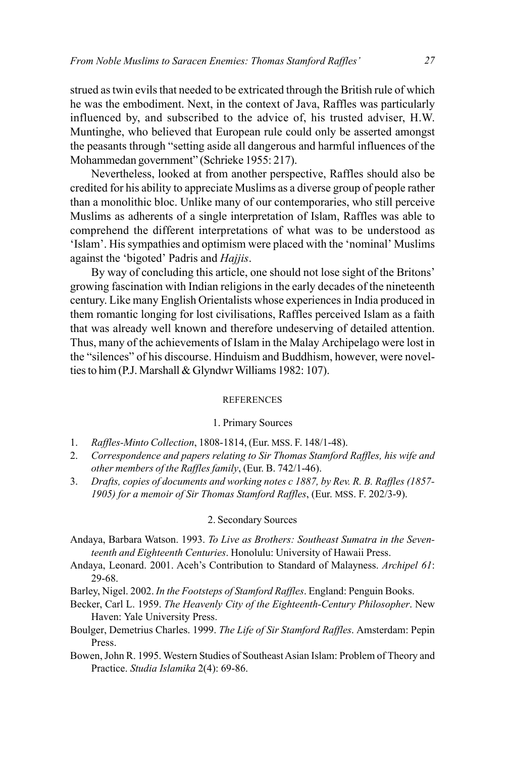strued as twin evils that needed to be extricated through the British rule of which he was the embodiment. Next, in the context of Java, Raffles was particularly influenced by, and subscribed to the advice of, his trusted adviser, H.W. Muntinghe, who believed that European rule could only be asserted amongst the peasants through "setting aside all dangerous and harmful influences of the Mohammedan government" (Schrieke 1955: 217).

Nevertheless, looked at from another perspective, Raffles should also be credited for his ability to appreciate Muslims as a diverse group of people rather than a monolithic bloc. Unlike many of our contemporaries, who still perceive Muslims as adherents of a single interpretation of Islam, Raffles was able to comprehend the different interpretations of what was to be understood as 'Islam'. His sympathies and optimism were placed with the 'nominal' Muslims against the 'bigoted' Padris and *Hajjis*.

By way of concluding this article, one should not lose sight of the Britons' growing fascination with Indian religions in the early decades of the nineteenth century. Like many English Orientalists whose experiences in India produced in them romantic longing for lost civilisations, Raffles perceived Islam as a faith that was already well known and therefore undeserving of detailed attention. Thus, many of the achievements of Islam in the Malay Archipelago were lost in the "silences" of his discourse. Hinduism and Buddhism, however, were novelties to him (P.J. Marshall & Glyndwr Williams 1982: 107).

## REFERENCES

### 1. Primary Sources

1. *Raffles-Minto Collection*, 1808-1814, (Eur. MSS. F. 148/1-48).
2. *Correspondence and papers relating to Sir Thomas Stamford Raffles, his wife and other members of the Raffles family*, (Eur. B. 742/1-46).
3. *Drafts, copies of documents and working notes c 1887, by Rev. R. B. Raffles (1857-1905) for a memoir of Sir Thomas Stamford Raffles*, (Eur. MSS. F. 202/3-9).

### 2. Secondary Sources

Andaya, Barbara Watson. 1993. *To Live as Brothers: Southeast Sumatra in the Seventeenth and Eighteenth Centuries*. Honolulu: University of Hawaii Press.

Andaya, Leonard. 2001. Aceh's Contribution to Standard of Malayness. *Archipel 61*: 29-68.

Barley, Nigel. 2002. *In the Footsteps of Stamford Raffles*. England: Penguin Books.

Becker, Carl L. 1959. *The Heavenly City of the Eighteenth-Century Philosopher*. New Haven: Yale University Press.

Boulger, Demetrius Charles. 1999. *The Life of Sir Stamford Raffles*. Amsterdam: Pepin Press.

Bowen, John R. 1995. Western Studies of Southeast Asian Islam: Problem of Theory and Practice. *Studia Islamika* 2(4): 69-86.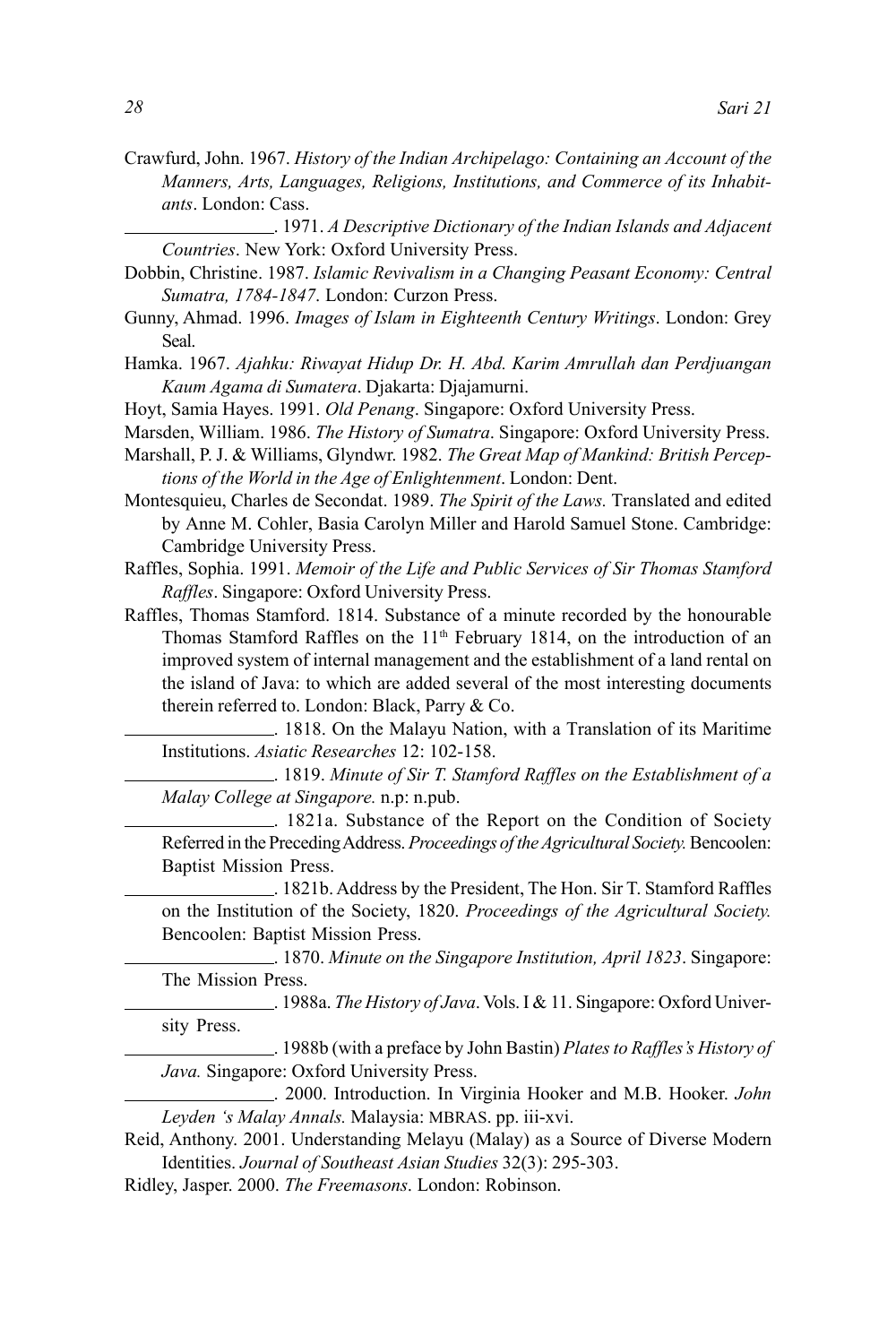Crawfurd, John. 1967. *History of the Indian Archipelago: Containing an Account of the Manners, Arts, Languages, Religions, Institutions, and Commerce of its Inhabitants*. London: Cass.

________________. 1971. *A Descriptive Dictionary of the Indian Islands and Adjacent Countries*. New York: Oxford University Press.

Dobbin, Christine. 1987. *Islamic Revivalism in a Changing Peasant Economy: Central Sumatra, 1784-1847*. London: Curzon Press.

Gunny, Ahmad. 1996. *Images of Islam in Eighteenth Century Writings*. London: Grey Seal.

Hamka. 1967. *Ajahku: Riwayat Hidup Dr. H. Abd. Karim Amrullah dan Perdjuangan Kaum Agama di Sumatera*. Djakarta: Djajamurni.

Hoyt, Samia Hayes. 1991. *Old Penang*. Singapore: Oxford University Press.

Marsden, William. 1986. *The History of Sumatra*. Singapore: Oxford University Press.

Marshall, P. J. & Williams, Glyndwr. 1982. *The Great Map of Mankind: British Perceptions of the World in the Age of Enlightenment*. London: Dent.

Montesquieu, Charles de Secondat. 1989. *The Spirit of the Laws.* Translated and edited by Anne M. Cohler, Basia Carolyn Miller and Harold Samuel Stone. Cambridge: Cambridge University Press.

Raffles, Sophia. 1991. *Memoir of the Life and Public Services of Sir Thomas Stamford Raffles*. Singapore: Oxford University Press.

Raffles, Thomas Stamford. 1814. Substance of a minute recorded by the honourable Thomas Stamford Raffles on the 11th February 1814, on the introduction of an improved system of internal management and the establishment of a land rental on the island of Java: to which are added several of the most interesting documents therein referred to. London: Black, Parry & Co.

________________. 1818. On the Malayu Nation, with a Translation of its Maritime Institutions. *Asiatic Researches* 12: 102-158.

________________. 1819. *Minute of Sir T. Stamford Raffles on the Establishment of a Malay College at Singapore.* n.p: n.pub.

________________. 1821a. Substance of the Report on the Condition of Society Referred in the Preceding Address. *Proceedings of the Agricultural Society.* Bencoolen: Baptist Mission Press.

________________. 1821b. Address by the President, The Hon. Sir T. Stamford Raffles on the Institution of the Society, 1820. *Proceedings of the Agricultural Society.* Bencoolen: Baptist Mission Press.

________________. 1870. *Minute on the Singapore Institution, April 1823*. Singapore: The Mission Press.

________________. 1988a. *The History of Java*. Vols. I & 11. Singapore: Oxford University Press.

________________. 1988b (with a preface by John Bastin) *Plates to Raffles's History of Java.* Singapore: Oxford University Press.

________________. 2000. Introduction. In Virginia Hooker and M.B. Hooker. *John Leyden 's Malay Annals.* Malaysia: MBRAS. pp. iii-xvi.

Reid, Anthony. 2001. Understanding Melayu (Malay) as a Source of Diverse Modern Identities. *Journal of Southeast Asian Studies* 32(3): 295-303.

Ridley, Jasper. 2000. *The Freemasons*. London: Robinson.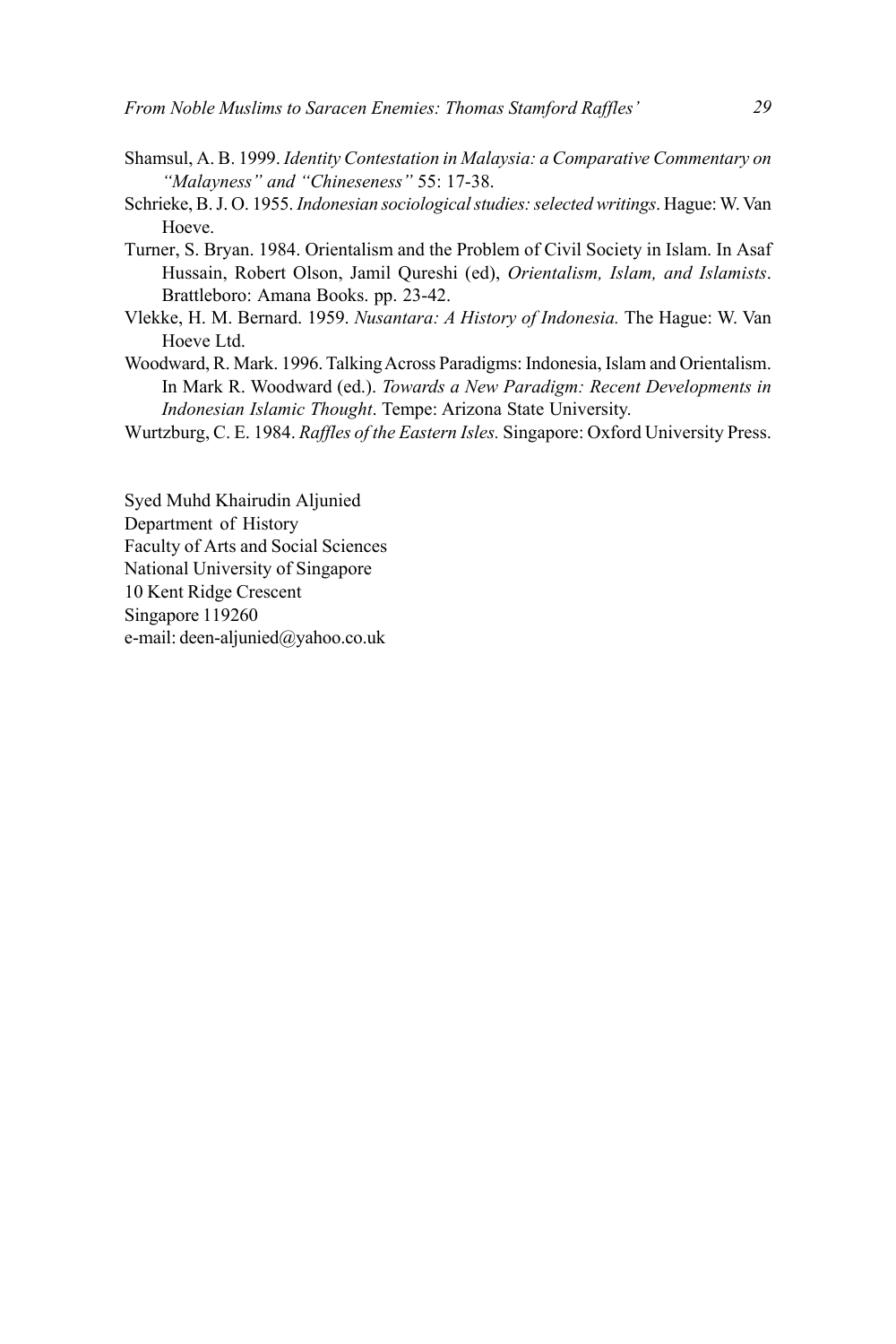Shamsul, A. B. 1999. *Identity Contestation in Malaysia: a Comparative Commentary on "Malayness" and "Chineseness"* 55: 17-38.

Schrieke, B. J. O. 1955. *Indonesian sociological studies: selected writings*. Hague: W. Van Hoeve.

Turner, S. Bryan. 1984. Orientalism and the Problem of Civil Society in Islam. In Asaf Hussain, Robert Olson, Jamil Qureshi (ed), *Orientalism, Islam, and Islamists*. Brattleboro: Amana Books. pp. 23-42.

Vlekke, H. M. Bernard. 1959. *Nusantara: A History of Indonesia.* The Hague: W. Van Hoeve Ltd.

Woodward, R. Mark. 1996. Talking Across Paradigms: Indonesia, Islam and Orientalism. In Mark R. Woodward (ed.). *Towards a New Paradigm: Recent Developments in Indonesian Islamic Thought*. Tempe: Arizona State University.

Wurtzburg, C. E. 1984. *Raffles of the Eastern Isles.* Singapore: Oxford University Press.

Syed Muhd Khairudin Aljunied
Department of History
Faculty of Arts and Social Sciences
National University of Singapore
10 Kent Ridge Crescent
Singapore 119260
e-mail: deen-aljunied@yahoo.co.uk